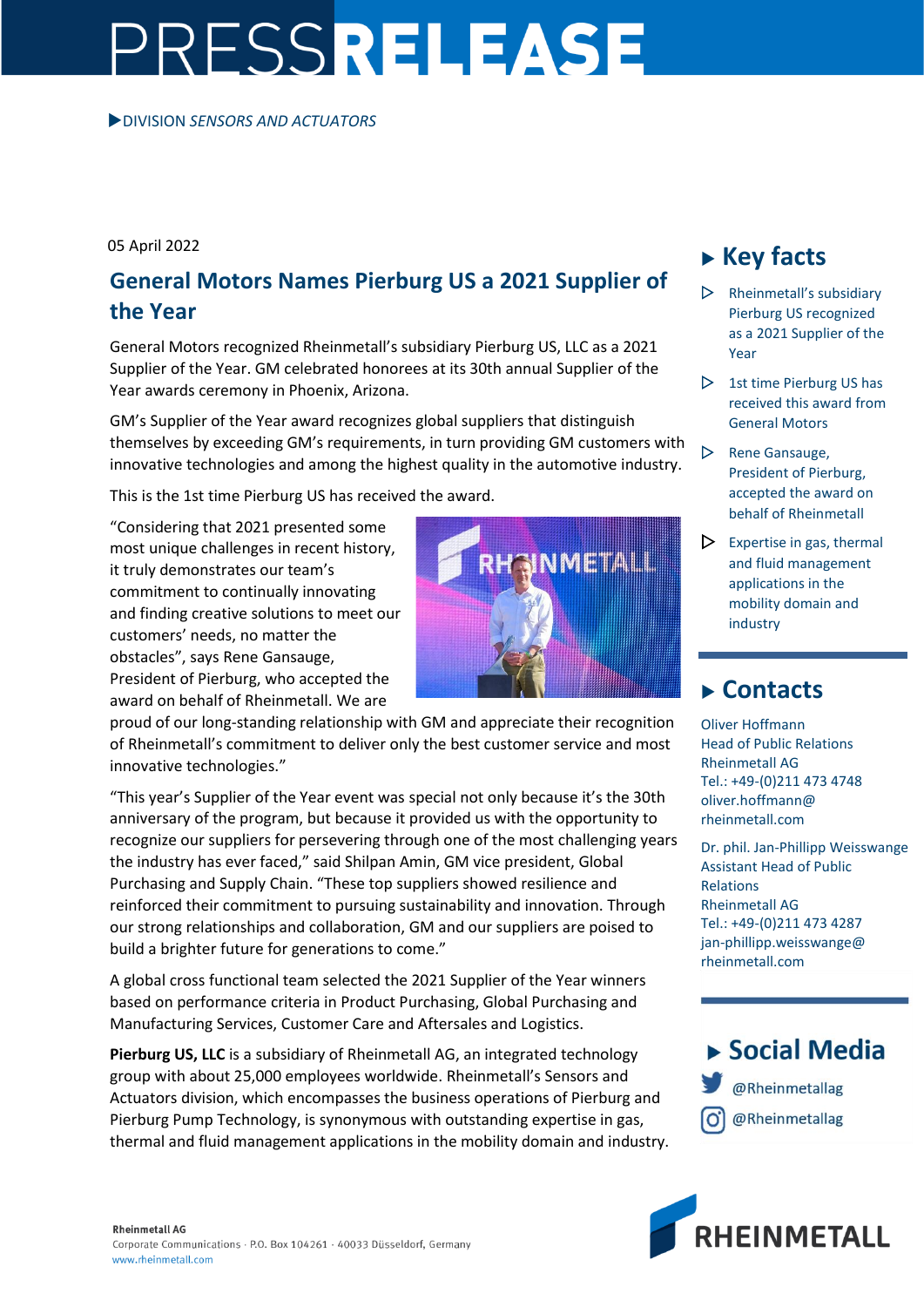# PRESSRELEASE

▶DIVISION *SENSORS AND ACTUATORS*

05 April 2022

## General Motors Names Pierburg US a 2021 Supplier of the Year

General Motors recognized Rheinmetall's subsidiary Pierburg US, LLC as a 2021 Supplier of the Year. GM celebrated honorees at its 30th annual Supplier of the Year awards ceremony in Phoenix, Arizona.

GM's Supplier of the Year award recognizes global suppliers that distinguish themselves by exceeding GM's requirements, in turn providing GM customers with innovative technologies and among the highest quality in the automotive industry.

This is the 1st time Pierburg US has received the award.

"Considering that 2021 presented some most unique challenges in recent history, it truly demonstrates our team's commitment to continually innovating and finding creative solutions to meet our customers' needs, no matter the obstacles", says Rene Gansauge, President of Pierburg, who accepted the award on behalf of Rheinmetall. We are proud of our long-standing relationship with GM and appreciate their recognition of Rheinmetall's commitment to deliver only the best customer service and most innovative technologies."

"This year's Supplier of the Year event was special not only because it's the 30th anniversary of the program, but because it provided us with the opportunity to recognize our suppliers for persevering through one of the most challenging years the industry has ever faced," said Shilpan Amin, GM vice president, Global Purchasing and Supply Chain. "These top suppliers showed resilience and reinforced their commitment to pursuing sustainability and innovation. Through our strong relationships and collaboration, GM and our suppliers are poised to build a brighter future for generations to come."

A global cross functional team selected the 2021 Supplier of the Year winners based on performance criteria in Product Purchasing, Global Purchasing and Manufacturing Services, Customer Care and Aftersales and Logistics.

**Pierburg US, LLC** is a subsidiary of Rheinmetall AG, an integrated technology group with about 25,000 employees worldwide. Rheinmetall's Sensors and Actuators division, which encompasses the business operations of Pierburg and Pierburg Pump Technology, is synonymous with outstanding expertise in gas, thermal and fluid management applications in the mobility domain and industry.

## ▶ Key facts

- Rheinmetall's subsidiary Pierburg US recognized as a 2021 Supplier of the Year
- 1st time Pierburg US has received this award from General Motors
- Rene Gansauge, President of Pierburg, accepted the award on behalf of Rheinmetall
- Expertise in gas, thermal and fluid management applications in the mobility domain and industry

## ▶ Contacts

Oliver Hoffmann
Head of Public Relations
Rheinmetall AG
Tel.: +49-(0)211 473 4748
oliver.hoffmann@rheinmetall.com

Dr. phil. Jan-Phillipp Weisswange
Assistant Head of Public Relations
Rheinmetall AG
Tel.: +49-(0)211 473 4287
jan-phillipp.weisswange@rheinmetall.com

## ▶ Social Media

@Rheinmetallag

@Rheinmetallag

**Rheinmetall AG**
Corporate Communications · P.O. Box 104261 · 40033 Düsseldorf, Germany
www.rheinmetall.com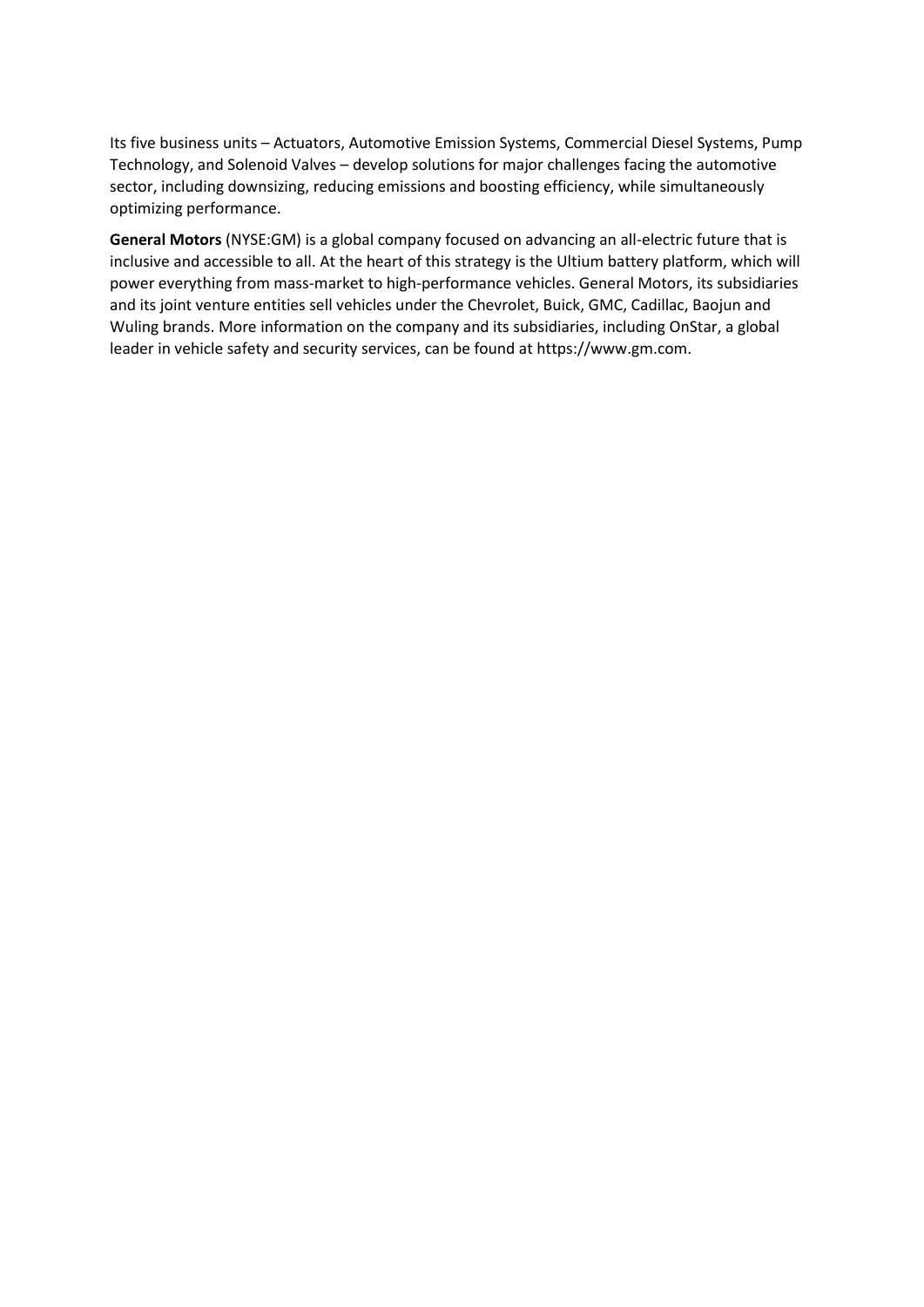Its five business units – Actuators, Automotive Emission Systems, Commercial Diesel Systems, Pump Technology, and Solenoid Valves – develop solutions for major challenges facing the automotive sector, including downsizing, reducing emissions and boosting efficiency, while simultaneously optimizing performance.

**General Motors** (NYSE:GM) is a global company focused on advancing an all-electric future that is inclusive and accessible to all. At the heart of this strategy is the Ultium battery platform, which will power everything from mass-market to high-performance vehicles. General Motors, its subsidiaries and its joint venture entities sell vehicles under the Chevrolet, Buick, GMC, Cadillac, Baojun and Wuling brands. More information on the company and its subsidiaries, including OnStar, a global leader in vehicle safety and security services, can be found at https://www.gm.com.